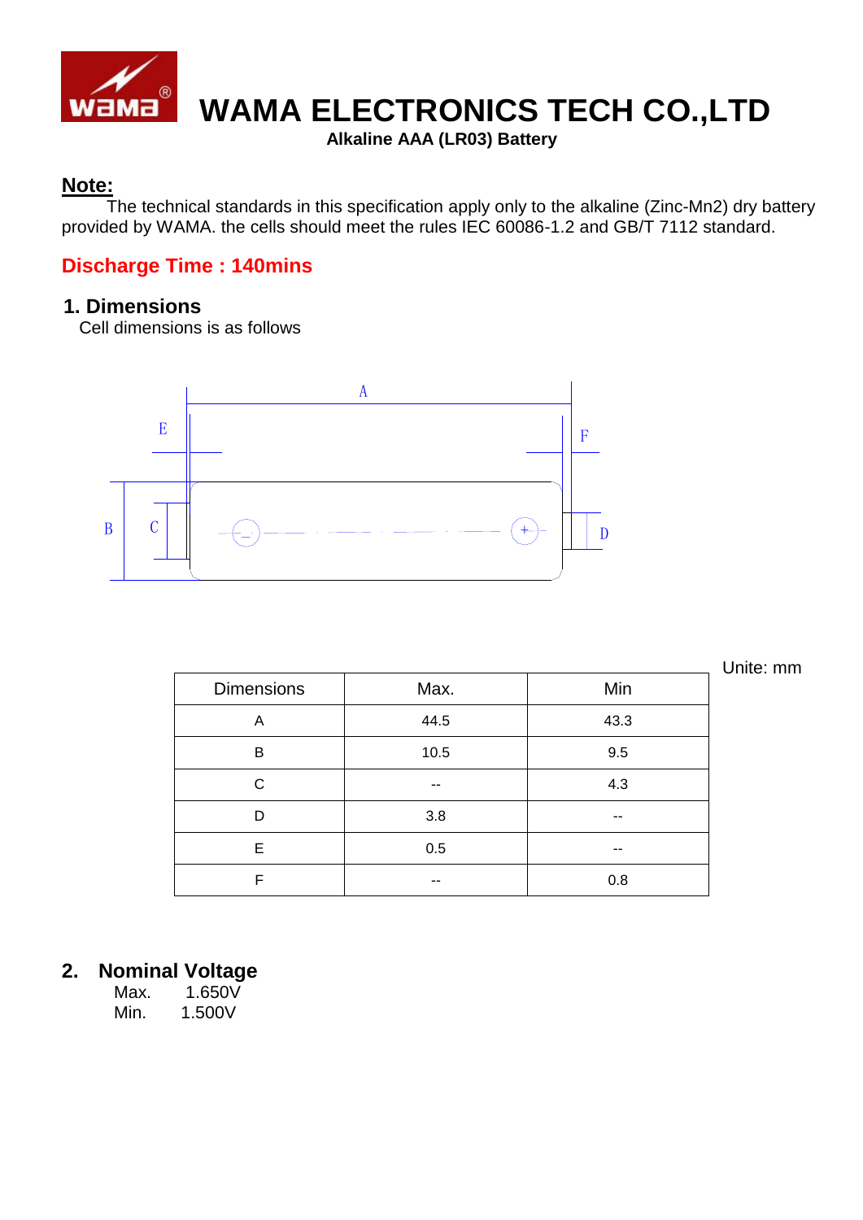# WAMA ELECTRONICS TECH CO.,LTD

**Alkaline AAA (LR03) Battery**

**Note:**

The technical standards in this specification apply only to the alkaline (Zinc-Mn2) dry battery provided by WAMA. the cells should meet the rules IEC 60086-1.2 and GB/T 7112 standard.

**Discharge Time : 140mins**

## 1. Dimensions

Cell dimensions is as follows

A
E
F
B
C
D

Unite: mm

| Dimensions | Max. | Min |
|---|---|---|
| A | 44.5 | 43.3 |
| B | 10.5 | 9.5 |
| C | -- | 4.3 |
| D | 3.8 | -- |
| E | 0.5 | -- |
| F | -- | 0.8 |

## 2. Nominal Voltage

Max. 1.650V
Min. 1.500V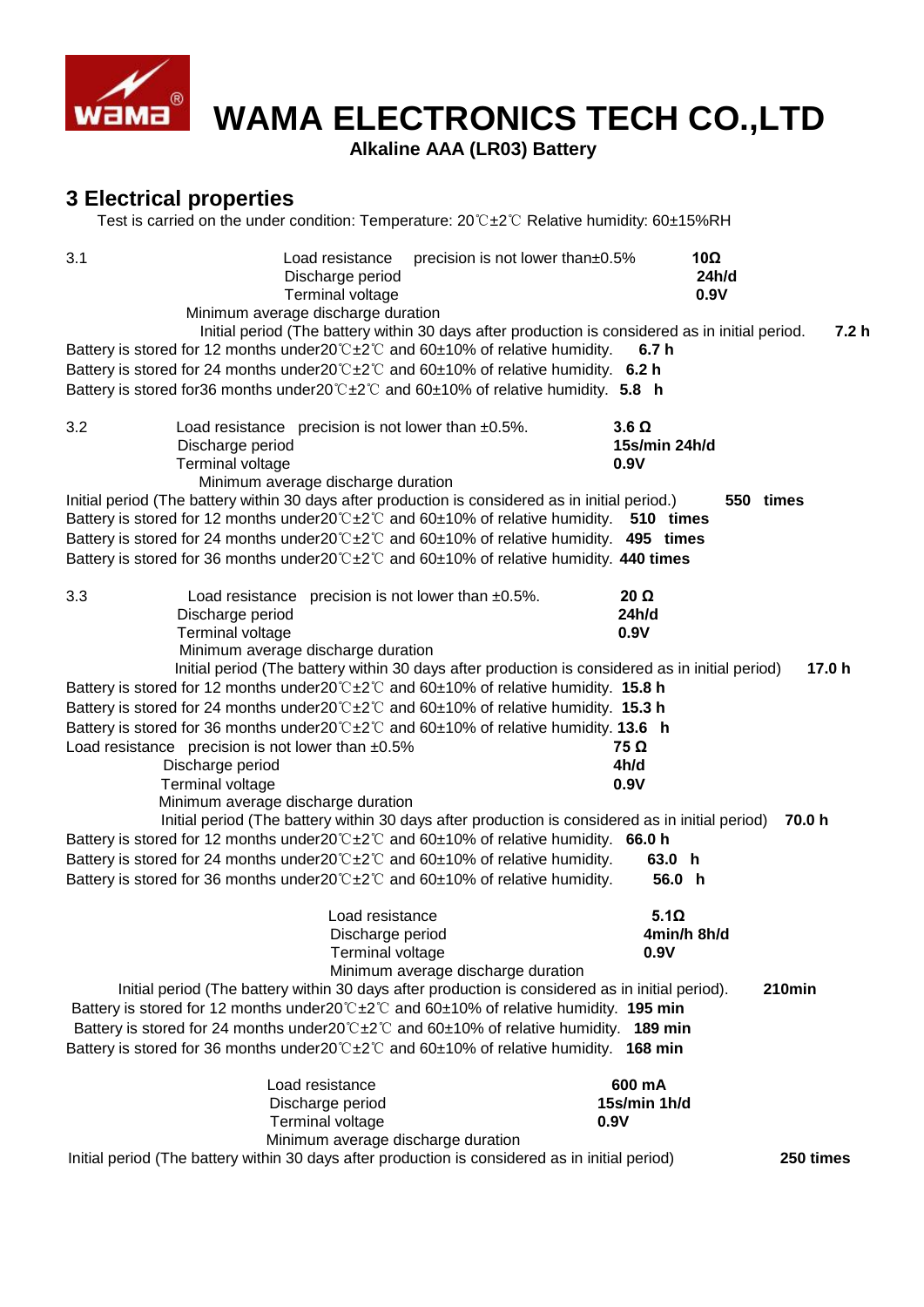# WAMA ELECTRONICS TECH CO.,LTD

**Alkaline AAA (LR03) Battery**

## 3 Electrical properties

Test is carried on the under condition: Temperature: 20℃±2℃ Relative humidity: 60±15%RH

3.1 Load resistance precision is not lower than±0.5% **10Ω**
Discharge period **24h/d**
Terminal voltage **0.9V**
Minimum average discharge duration
Initial period (The battery within 30 days after production is considered as in initial period. **7.2 h**
Battery is stored for 12 months under20℃±2℃ and 60±10% of relative humidity. **6.7 h**
Battery is stored for 24 months under20℃±2℃ and 60±10% of relative humidity. **6.2 h**
Battery is stored for36 months under20℃±2℃ and 60±10% of relative humidity. **5.8 h**

3.2 Load resistance precision is not lower than ±0.5%. **3.6 Ω**
Discharge period **15s/min 24h/d**
Terminal voltage **0.9V**
Minimum average discharge duration
Initial period (The battery within 30 days after production is considered as in initial period.) **550 times**
Battery is stored for 12 months under20℃±2℃ and 60±10% of relative humidity. **510 times**
Battery is stored for 24 months under20℃±2℃ and 60±10% of relative humidity. **495 times**
Battery is stored for 36 months under20℃±2℃ and 60±10% of relative humidity. **440 times**

3.3 Load resistance precision is not lower than ±0.5%. **20 Ω**
Discharge period **24h/d**
Terminal voltage **0.9V**
Minimum average discharge duration
Initial period (The battery within 30 days after production is considered as in initial period) **17.0 h**
Battery is stored for 12 months under20℃±2℃ and 60±10% of relative humidity. **15.8 h**
Battery is stored for 24 months under20℃±2℃ and 60±10% of relative humidity. **15.3 h**
Battery is stored for 36 months under20℃±2℃ and 60±10% of relative humidity. **13.6 h**

Load resistance precision is not lower than ±0.5% **75 Ω**
Discharge period **4h/d**
Terminal voltage **0.9V**
Minimum average discharge duration
Initial period (The battery within 30 days after production is considered as in initial period) **70.0 h**
Battery is stored for 12 months under20℃±2℃ and 60±10% of relative humidity. **66.0 h**
Battery is stored for 24 months under20℃±2℃ and 60±10% of relative humidity. **63.0 h**
Battery is stored for 36 months under20℃±2℃ and 60±10% of relative humidity. **56.0 h**

Load resistance **5.1Ω**
Discharge period **4min/h 8h/d**
Terminal voltage **0.9V**
Minimum average discharge duration
Initial period (The battery within 30 days after production is considered as in initial period). **210min**
Battery is stored for 12 months under20℃±2℃ and 60±10% of relative humidity. **195 min**
Battery is stored for 24 months under20℃±2℃ and 60±10% of relative humidity. **189 min**
Battery is stored for 36 months under20℃±2℃ and 60±10% of relative humidity. **168 min**

Load resistance **600 mA**
Discharge period **15s/min 1h/d**
Terminal voltage **0.9V**
Minimum average discharge duration
Initial period (The battery within 30 days after production is considered as in initial period) **250 times**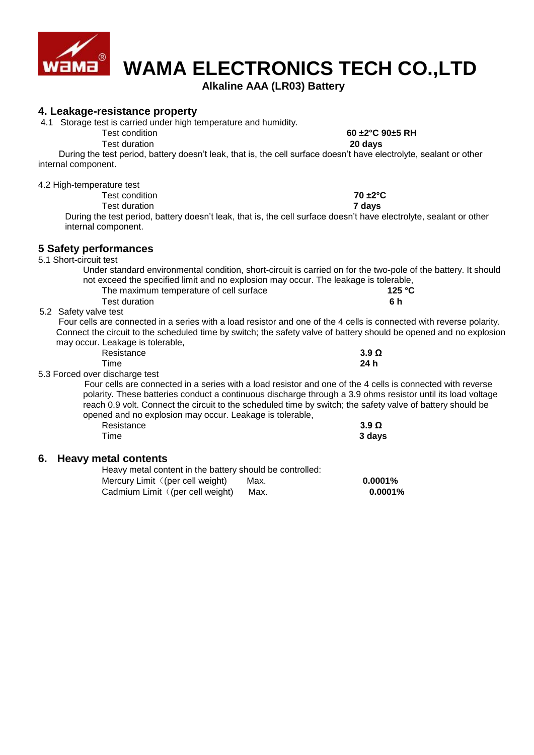# WAMA ELECTRONICS TECH CO.,LTD

**Alkaline AAA (LR03) Battery**

## 4. Leakage-resistance property

4.1 Storage test is carried under high temperature and humidity.

| | |
|---|---|
| Test condition | **60 ±2°C 90±5 RH** |
| Test duration | **20 days** |

During the test period, battery doesn't leak, that is, the cell surface doesn't have electrolyte, sealant or other internal component.

4.2 High-temperature test

| | |
|---|---|
| Test condition | **70 ±2°C** |
| Test duration | **7 days** |

During the test period, battery doesn't leak, that is, the cell surface doesn't have electrolyte, sealant or other internal component.

## 5 Safety performances

5.1 Short-circuit test

Under standard environmental condition, short-circuit is carried on for the two-pole of the battery. It should not exceed the specified limit and no explosion may occur. The leakage is tolerable,

| | |
|---|---|
| The maximum temperature of cell surface | **125 °C** |
| Test duration | **6 h** |

5.2 Safety valve test

Four cells are connected in a series with a load resistor and one of the 4 cells is connected with reverse polarity. Connect the circuit to the scheduled time by switch; the safety valve of battery should be opened and no explosion may occur. Leakage is tolerable,

| | |
|---|---|
| Resistance | **3.9 Ω** |
| Time | **24 h** |

5.3 Forced over discharge test

Four cells are connected in a series with a load resistor and one of the 4 cells is connected with reverse polarity. These batteries conduct a continuous discharge through a 3.9 ohms resistor until its load voltage reach 0.9 volt. Connect the circuit to the scheduled time by switch; the safety valve of battery should be opened and no explosion may occur. Leakage is tolerable,

| | |
|---|---|
| Resistance | **3.9 Ω** |
| Time | **3 days** |

## 6. Heavy metal contents

Heavy metal content in the battery should be controlled:

| | | |
|---|---|---|
| Mercury Limit（(per cell weight) | Max. | **0.0001%** |
| Cadmium Limit（(per cell weight) | Max. | **0.0001%** |